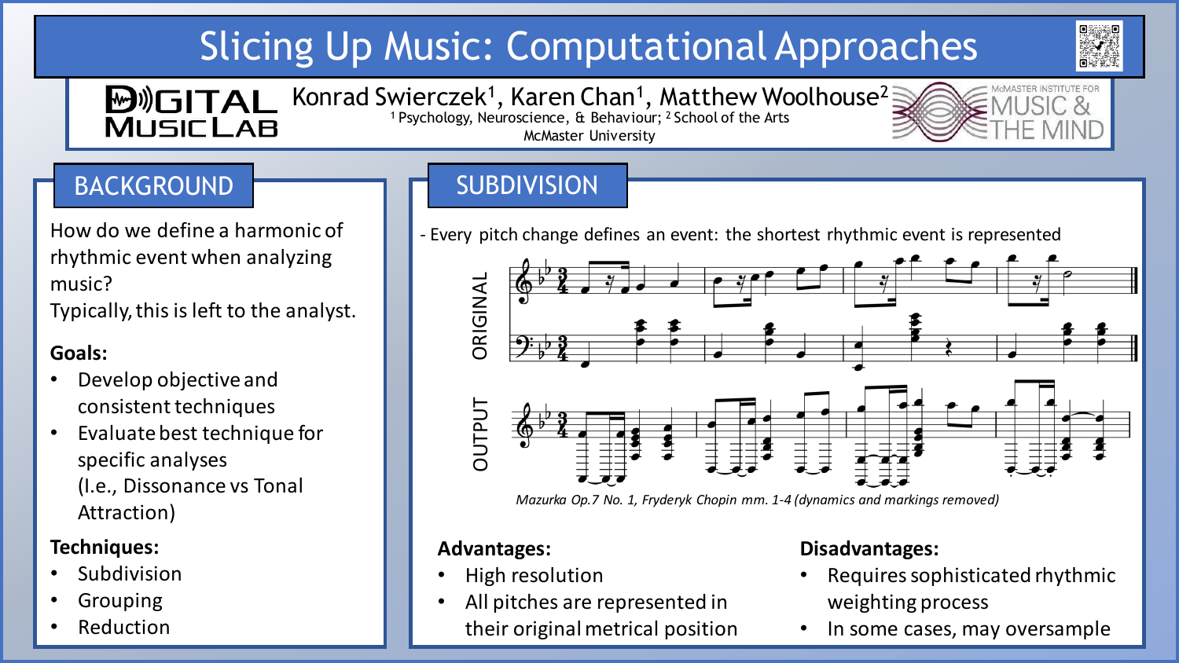# Slicing Up Music: Computational Approaches

DIGITAL MUSIC LAB

Konrad Swierczek[1], Karen Chan[1], Matthew Woolhouse[2]

[1] Psychology, Neuroscience, & Behaviour; [2] School of the Arts

McMaster University

McMASTER INSTITUTE FOR MUSIC & THE MIND

## BACKGROUND

How do we define a harmonic of rhythmic event when analyzing music?

Typically, this is left to the analyst.

**Goals:**

- Develop objective and consistent techniques
- Evaluate best technique for specific analyses (I.e., Dissonance vs Tonal Attraction)

**Techniques:**

- Subdivision
- Grouping
- Reduction

## SUBDIVISION

- Every pitch change defines an event: the shortest rhythmic event is represented

ORIGINAL

OUTPUT

*Mazurka Op.7 No. 1, Fryderyk Chopin mm. 1-4 (dynamics and markings removed)*

**Advantages:**

- High resolution
- All pitches are represented in their original metrical position

**Disadvantages:**

- Requires sophisticated rhythmic weighting process
- In some cases, may oversample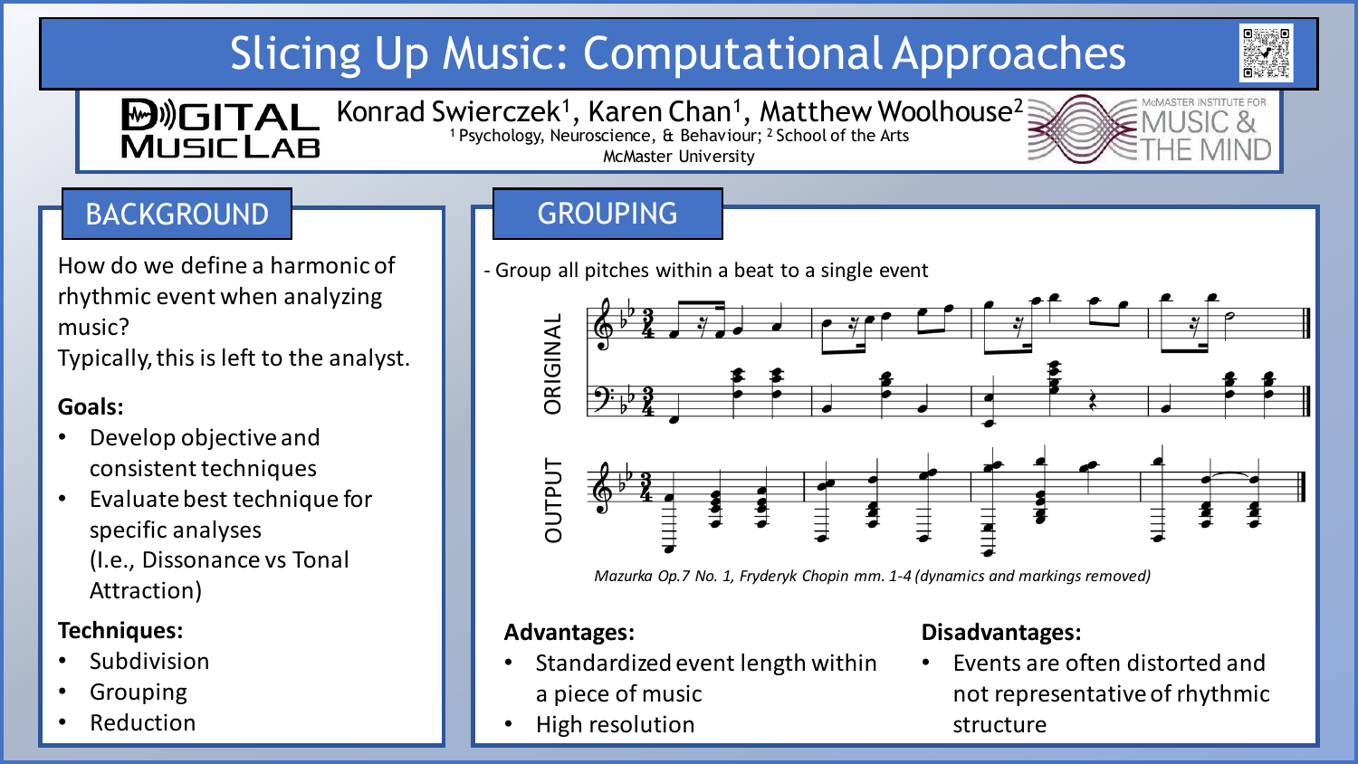# Slicing Up Music: Computational Approaches

DIGITAL MUSIC LAB

Konrad Swierczek[1], Karen Chan[1], Matthew Woolhouse[2]

[1] Psychology, Neuroscience, & Behaviour; [2] School of the Arts

McMaster University

McMASTER INSTITUTE FOR MUSIC & THE MIND

## BACKGROUND

How do we define a harmonic of rhythmic event when analyzing music?

Typically, this is left to the analyst.

**Goals:**

- Develop objective and consistent techniques
- Evaluate best technique for specific analyses (I.e., Dissonance vs Tonal Attraction)

**Techniques:**

- Subdivision
- Grouping
- Reduction

## GROUPING

- Group all pitches within a beat to a single event

ORIGINAL

OUTPUT

*Mazurka Op.7 No. 1, Fryderyk Chopin mm. 1-4 (dynamics and markings removed)*

**Advantages:**

- Standardized event length within a piece of music
- High resolution

**Disadvantages:**

- Events are often distorted and not representative of rhythmic structure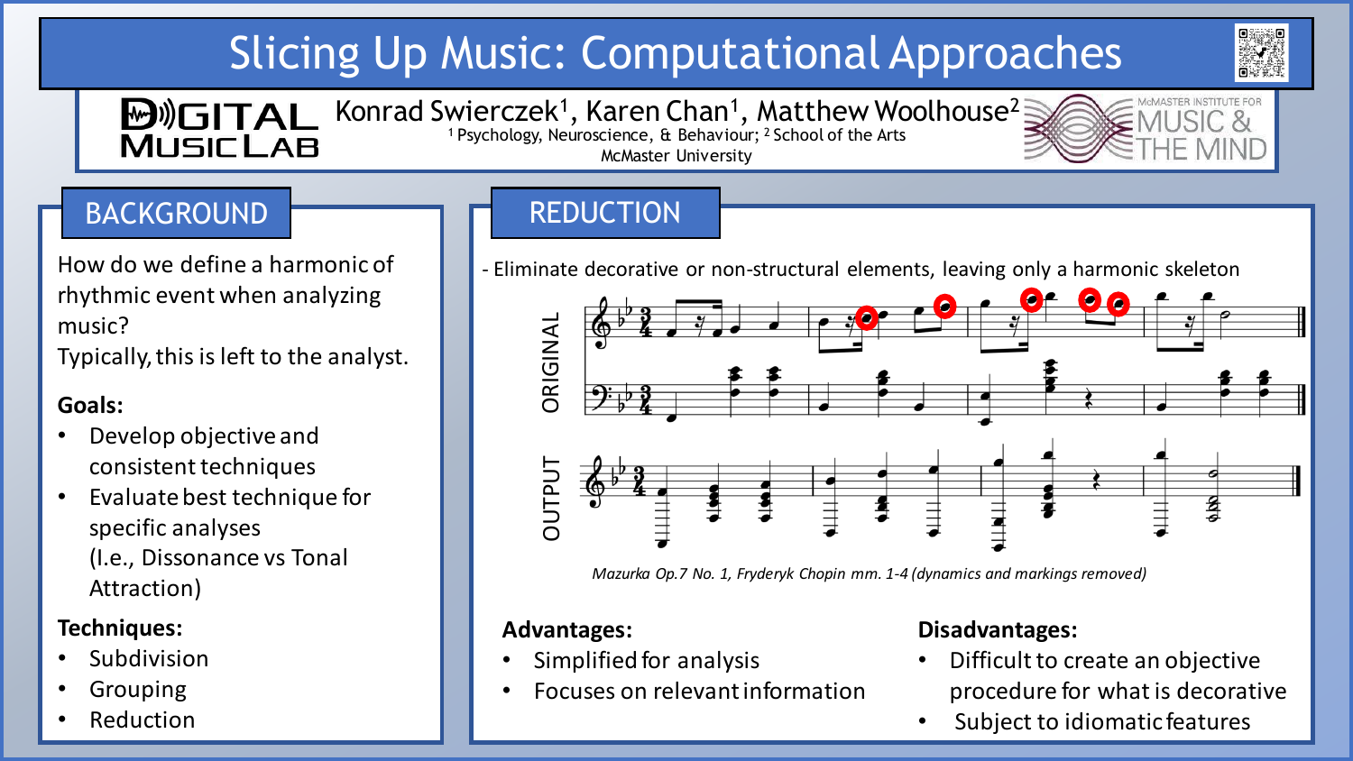# Slicing Up Music: Computational Approaches

DIGITAL MUSIC LAB

Konrad Swierczek[1], Karen Chan[1], Matthew Woolhouse[2]

[1] Psychology, Neuroscience, & Behaviour; [2] School of the Arts

McMaster University

McMASTER INSTITUTE FOR MUSIC & THE MIND

## BACKGROUND

How do we define a harmonic of rhythmic event when analyzing music?
Typically, this is left to the analyst.

**Goals:**

- Develop objective and consistent techniques
- Evaluate best technique for specific analyses (I.e., Dissonance vs Tonal Attraction)

**Techniques:**

- Subdivision
- Grouping
- Reduction

## REDUCTION

- Eliminate decorative or non-structural elements, leaving only a harmonic skeleton

ORIGINAL

OUTPUT

*Mazurka Op.7 No. 1, Fryderyk Chopin mm. 1-4 (dynamics and markings removed)*

**Advantages:**

- Simplified for analysis
- Focuses on relevant information

**Disadvantages:**

- Difficult to create an objective procedure for what is decorative
- Subject to idiomatic features